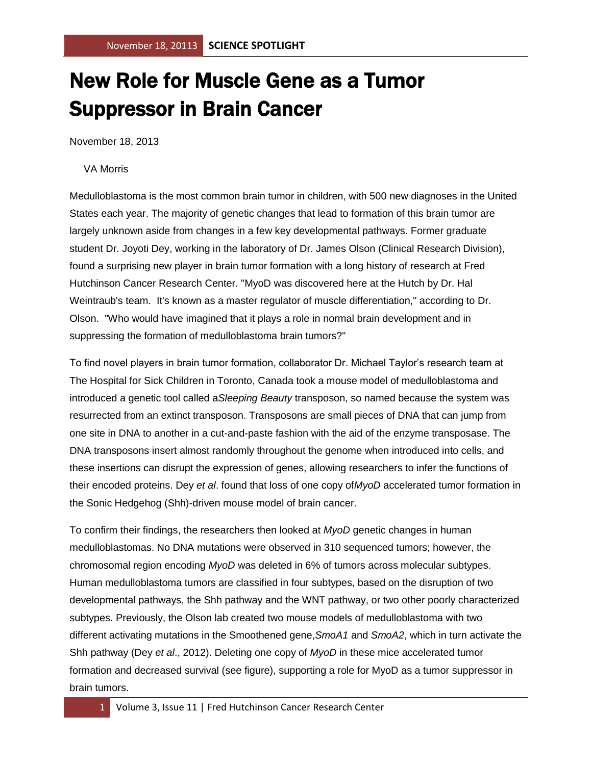# New Role for Muscle Gene as a Tumor Suppressor in Brain Cancer

November 18, 2013

VA Morris

Medulloblastoma is the most common brain tumor in children, with 500 new diagnoses in the United States each year. The majority of genetic changes that lead to formation of this brain tumor are largely unknown aside from changes in a few key developmental pathways. Former graduate student Dr. Joyoti Dey, working in the laboratory of Dr. James Olson (Clinical Research Division), found a surprising new player in brain tumor formation with a long history of research at Fred Hutchinson Cancer Research Center. "MyoD was discovered here at the Hutch by Dr. Hal Weintraub's team. It's known as a master regulator of muscle differentiation," according to Dr. Olson. "Who would have imagined that it plays a role in normal brain development and in suppressing the formation of medulloblastoma brain tumors?"

To find novel players in brain tumor formation, collaborator Dr. Michael Taylor's research team at The Hospital for Sick Children in Toronto, Canada took a mouse model of medulloblastoma and introduced a genetic tool called a*Sleeping Beauty* transposon, so named because the system was resurrected from an extinct transposon. Transposons are small pieces of DNA that can jump from one site in DNA to another in a cut-and-paste fashion with the aid of the enzyme transposase. The DNA transposons insert almost randomly throughout the genome when introduced into cells, and these insertions can disrupt the expression of genes, allowing researchers to infer the functions of their encoded proteins. Dey *et al*. found that loss of one copy of*MyoD* accelerated tumor formation in the Sonic Hedgehog (Shh)-driven mouse model of brain cancer.

To confirm their findings, the researchers then looked at *MyoD* genetic changes in human medulloblastomas. No DNA mutations were observed in 310 sequenced tumors; however, the chromosomal region encoding *MyoD* was deleted in 6% of tumors across molecular subtypes. Human medulloblastoma tumors are classified in four subtypes, based on the disruption of two developmental pathways, the Shh pathway and the WNT pathway, or two other poorly characterized subtypes. Previously, the Olson lab created two mouse models of medulloblastoma with two different activating mutations in the Smoothened gene,*SmoA1* and *SmoA2*, which in turn activate the Shh pathway (Dey *et al*., 2012). Deleting one copy of *MyoD* in these mice accelerated tumor formation and decreased survival (see figure), supporting a role for MyoD as a tumor suppressor in brain tumors.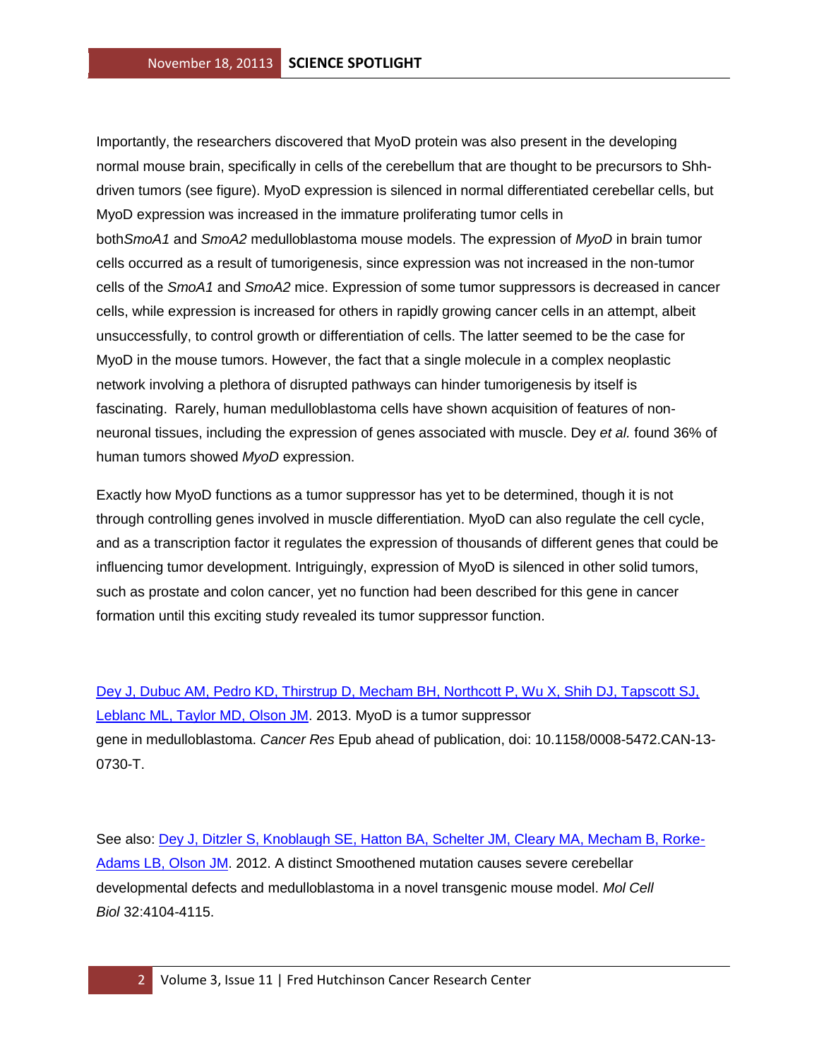Importantly, the researchers discovered that MyoD protein was also present in the developing normal mouse brain, specifically in cells of the cerebellum that are thought to be precursors to Shh-driven tumors (see figure). MyoD expression is silenced in normal differentiated cerebellar cells, but MyoD expression was increased in the immature proliferating tumor cells in both*SmoA1* and *SmoA2* medulloblastoma mouse models. The expression of *MyoD* in brain tumor cells occurred as a result of tumorigenesis, since expression was not increased in the non-tumor cells of the *SmoA1* and *SmoA2* mice. Expression of some tumor suppressors is decreased in cancer cells, while expression is increased for others in rapidly growing cancer cells in an attempt, albeit unsuccessfully, to control growth or differentiation of cells. The latter seemed to be the case for MyoD in the mouse tumors. However, the fact that a single molecule in a complex neoplastic network involving a plethora of disrupted pathways can hinder tumorigenesis by itself is fascinating. Rarely, human medulloblastoma cells have shown acquisition of features of non-neuronal tissues, including the expression of genes associated with muscle. Dey *et al.* found 36% of human tumors showed *MyoD* expression.

Exactly how MyoD functions as a tumor suppressor has yet to be determined, though it is not through controlling genes involved in muscle differentiation. MyoD can also regulate the cell cycle, and as a transcription factor it regulates the expression of thousands of different genes that could be influencing tumor development. Intriguingly, expression of MyoD is silenced in other solid tumors, such as prostate and colon cancer, yet no function had been described for this gene in cancer formation until this exciting study revealed its tumor suppressor function.

Dey J, Dubuc AM, Pedro KD, Thirstrup D, Mecham BH, Northcott P, Wu X, Shih DJ, Tapscott SJ, Leblanc ML, Taylor MD, Olson JM. 2013. MyoD is a tumor suppressor gene in medulloblastoma. *Cancer Res* Epub ahead of publication, doi: 10.1158/0008-5472.CAN-13-0730-T.

See also: Dey J, Ditzler S, Knoblaugh SE, Hatton BA, Schelter JM, Cleary MA, Mecham B, Rorke-Adams LB, Olson JM. 2012. A distinct Smoothened mutation causes severe cerebellar developmental defects and medulloblastoma in a novel transgenic mouse model. *Mol Cell Biol* 32:4104-4115.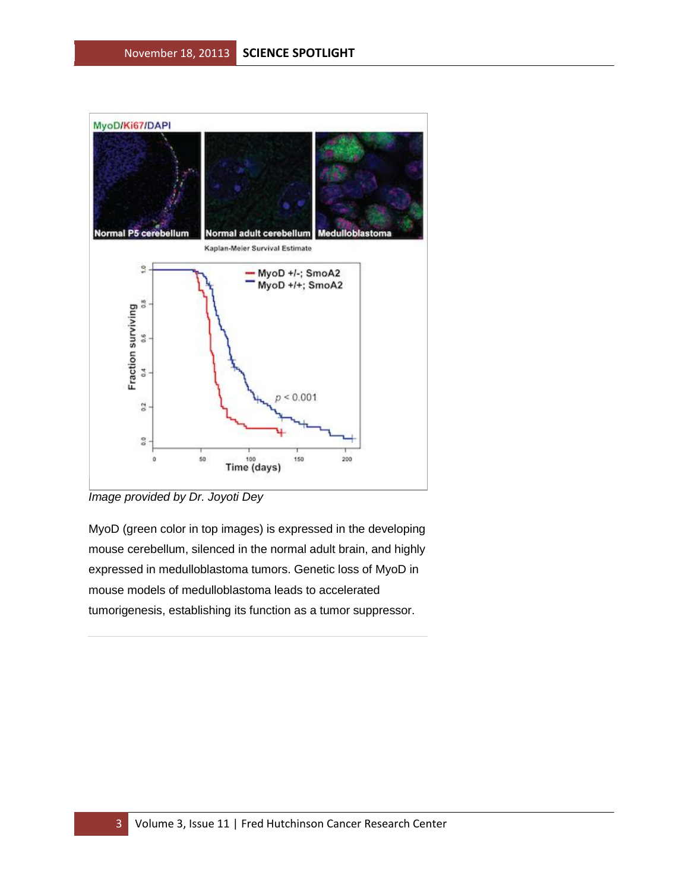MyoD/Ki67/DAPI

Normal P5 cerebellum

Normal adult cerebellum

Medulloblastoma

Kaplan-Meier Survival Estimate

MyoD +/-; SmoA2

MyoD +/+; SmoA2

$p < 0.001$

Fraction surviving

0.0

0.2

0.4

0.6

0.8

1.0

0

50

100

150

200

Time (days)

*Image provided by Dr. Joyoti Dey*

MyoD (green color in top images) is expressed in the developing mouse cerebellum, silenced in the normal adult brain, and highly expressed in medulloblastoma tumors. Genetic loss of MyoD in mouse models of medulloblastoma leads to accelerated tumorigenesis, establishing its function as a tumor suppressor.